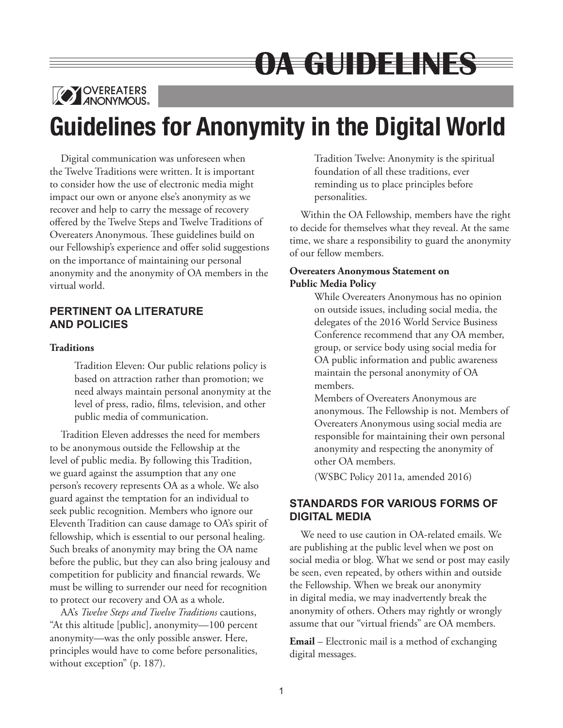# OA GUIDELINES

OVEREATERS ANONYMOUS®

# Guidelines for Anonymity in the Digital World

Digital communication was unforeseen when the Twelve Traditions were written. It is important to consider how the use of electronic media might impact our own or anyone else's anonymity as we recover and help to carry the message of recovery offered by the Twelve Steps and Twelve Traditions of Overeaters Anonymous. These guidelines build on our Fellowship's experience and offer solid suggestions on the importance of maintaining our personal anonymity and the anonymity of OA members in the virtual world.

## PERTINENT OA LITERATURE AND POLICIES

**Traditions**

> Tradition Eleven: Our public relations policy is based on attraction rather than promotion; we need always maintain personal anonymity at the level of press, radio, films, television, and other public media of communication.

Tradition Eleven addresses the need for members to be anonymous outside the Fellowship at the level of public media. By following this Tradition, we guard against the assumption that any one person's recovery represents OA as a whole. We also guard against the temptation for an individual to seek public recognition. Members who ignore our Eleventh Tradition can cause damage to OA's spirit of fellowship, which is essential to our personal healing. Such breaks of anonymity may bring the OA name before the public, but they can also bring jealousy and competition for publicity and financial rewards. We must be willing to surrender our need for recognition to protect our recovery and OA as a whole.

AA's *Twelve Steps and Twelve Traditions* cautions, "At this altitude [public], anonymity—100 percent anonymity—was the only possible answer. Here, principles would have to come before personalities, without exception" (p. 187).

> Tradition Twelve: Anonymity is the spiritual foundation of all these traditions, ever reminding us to place principles before personalities.

Within the OA Fellowship, members have the right to decide for themselves what they reveal. At the same time, we share a responsibility to guard the anonymity of our fellow members.

**Overeaters Anonymous Statement on Public Media Policy**

> While Overeaters Anonymous has no opinion on outside issues, including social media, the delegates of the 2016 World Service Business Conference recommend that any OA member, group, or service body using social media for OA public information and public awareness maintain the personal anonymity of OA members.
>
> Members of Overeaters Anonymous are anonymous. The Fellowship is not. Members of Overeaters Anonymous using social media are responsible for maintaining their own personal anonymity and respecting the anonymity of other OA members.
>
> (WSBC Policy 2011a, amended 2016)

## STANDARDS FOR VARIOUS FORMS OF DIGITAL MEDIA

We need to use caution in OA-related emails. We are publishing at the public level when we post on social media or blog. What we send or post may easily be seen, even repeated, by others within and outside the Fellowship. When we break our anonymity in digital media, we may inadvertently break the anonymity of others. Others may rightly or wrongly assume that our "virtual friends" are OA members.

**Email** – Electronic mail is a method of exchanging digital messages.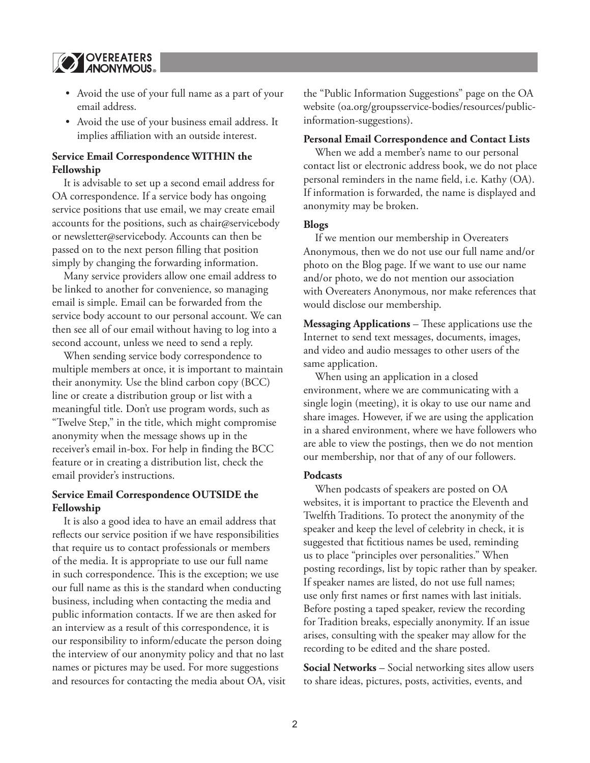- Avoid the use of your full name as a part of your email address.
- Avoid the use of your business email address. It implies affiliation with an outside interest.

**Service Email Correspondence WITHIN the Fellowship**

It is advisable to set up a second email address for OA correspondence. If a service body has ongoing service positions that use email, we may create email accounts for the positions, such as chair@servicebody or newsletter@servicebody. Accounts can then be passed on to the next person filling that position simply by changing the forwarding information.

Many service providers allow one email address to be linked to another for convenience, so managing email is simple. Email can be forwarded from the service body account to our personal account. We can then see all of our email without having to log into a second account, unless we need to send a reply.

When sending service body correspondence to multiple members at once, it is important to maintain their anonymity. Use the blind carbon copy (BCC) line or create a distribution group or list with a meaningful title. Don't use program words, such as "Twelve Step," in the title, which might compromise anonymity when the message shows up in the receiver's email in-box. For help in finding the BCC feature or in creating a distribution list, check the email provider's instructions.

**Service Email Correspondence OUTSIDE the Fellowship**

It is also a good idea to have an email address that reflects our service position if we have responsibilities that require us to contact professionals or members of the media. It is appropriate to use our full name in such correspondence. This is the exception; we use our full name as this is the standard when conducting business, including when contacting the media and public information contacts. If we are then asked for an interview as a result of this correspondence, it is our responsibility to inform/educate the person doing the interview of our anonymity policy and that no last names or pictures may be used. For more suggestions and resources for contacting the media about OA, visit the "Public Information Suggestions" page on the OA website (oa.org/groupsservice-bodies/resources/public-information-suggestions).

**Personal Email Correspondence and Contact Lists**

When we add a member's name to our personal contact list or electronic address book, we do not place personal reminders in the name field, i.e. Kathy (OA). If information is forwarded, the name is displayed and anonymity may be broken.

**Blogs**

If we mention our membership in Overeaters Anonymous, then we do not use our full name and/or photo on the Blog page. If we want to use our name and/or photo, we do not mention our association with Overeaters Anonymous, nor make references that would disclose our membership.

**Messaging Applications** – These applications use the Internet to send text messages, documents, images, and video and audio messages to other users of the same application.

When using an application in a closed environment, where we are communicating with a single login (meeting), it is okay to use our name and share images. However, if we are using the application in a shared environment, where we have followers who are able to view the postings, then we do not mention our membership, nor that of any of our followers.

**Podcasts**

When podcasts of speakers are posted on OA websites, it is important to practice the Eleventh and Twelfth Traditions. To protect the anonymity of the speaker and keep the level of celebrity in check, it is suggested that fictitious names be used, reminding us to place "principles over personalities." When posting recordings, list by topic rather than by speaker. If speaker names are listed, do not use full names; use only first names or first names with last initials. Before posting a taped speaker, review the recording for Tradition breaks, especially anonymity. If an issue arises, consulting with the speaker may allow for the recording to be edited and the share posted.

**Social Networks** – Social networking sites allow users to share ideas, pictures, posts, activities, events, and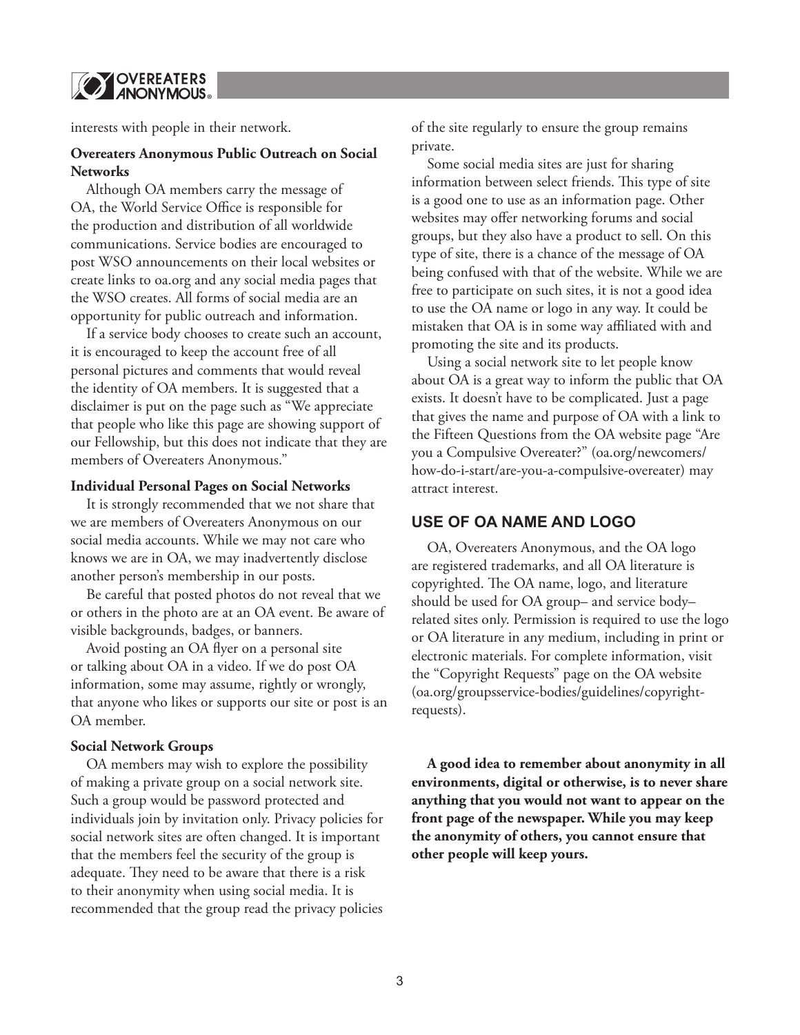interests with people in their network.

**Overeaters Anonymous Public Outreach on Social Networks**

Although OA members carry the message of OA, the World Service Office is responsible for the production and distribution of all worldwide communications. Service bodies are encouraged to post WSO announcements on their local websites or create links to oa.org and any social media pages that the WSO creates. All forms of social media are an opportunity for public outreach and information.

If a service body chooses to create such an account, it is encouraged to keep the account free of all personal pictures and comments that would reveal the identity of OA members. It is suggested that a disclaimer is put on the page such as "We appreciate that people who like this page are showing support of our Fellowship, but this does not indicate that they are members of Overeaters Anonymous."

**Individual Personal Pages on Social Networks**

It is strongly recommended that we not share that we are members of Overeaters Anonymous on our social media accounts. While we may not care who knows we are in OA, we may inadvertently disclose another person's membership in our posts.

Be careful that posted photos do not reveal that we or others in the photo are at an OA event. Be aware of visible backgrounds, badges, or banners.

Avoid posting an OA flyer on a personal site or talking about OA in a video. If we do post OA information, some may assume, rightly or wrongly, that anyone who likes or supports our site or post is an OA member.

**Social Network Groups**

OA members may wish to explore the possibility of making a private group on a social network site. Such a group would be password protected and individuals join by invitation only. Privacy policies for social network sites are often changed. It is important that the members feel the security of the group is adequate. They need to be aware that there is a risk to their anonymity when using social media. It is recommended that the group read the privacy policies of the site regularly to ensure the group remains private.

Some social media sites are just for sharing information between select friends. This type of site is a good one to use as an information page. Other websites may offer networking forums and social groups, but they also have a product to sell. On this type of site, there is a chance of the message of OA being confused with that of the website. While we are free to participate on such sites, it is not a good idea to use the OA name or logo in any way. It could be mistaken that OA is in some way affiliated with and promoting the site and its products.

Using a social network site to let people know about OA is a great way to inform the public that OA exists. It doesn't have to be complicated. Just a page that gives the name and purpose of OA with a link to the Fifteen Questions from the OA website page "Are you a Compulsive Overeater?" (oa.org/newcomers/how-do-i-start/are-you-a-compulsive-overeater) may attract interest.

## USE OF OA NAME AND LOGO

OA, Overeaters Anonymous, and the OA logo are registered trademarks, and all OA literature is copyrighted. The OA name, logo, and literature should be used for OA group– and service body–related sites only. Permission is required to use the logo or OA literature in any medium, including in print or electronic materials. For complete information, visit the "Copyright Requests" page on the OA website (oa.org/groupsservice-bodies/guidelines/copyright-requests).

**A good idea to remember about anonymity in all environments, digital or otherwise, is to never share anything that you would not want to appear on the front page of the newspaper. While you may keep the anonymity of others, you cannot ensure that other people will keep yours.**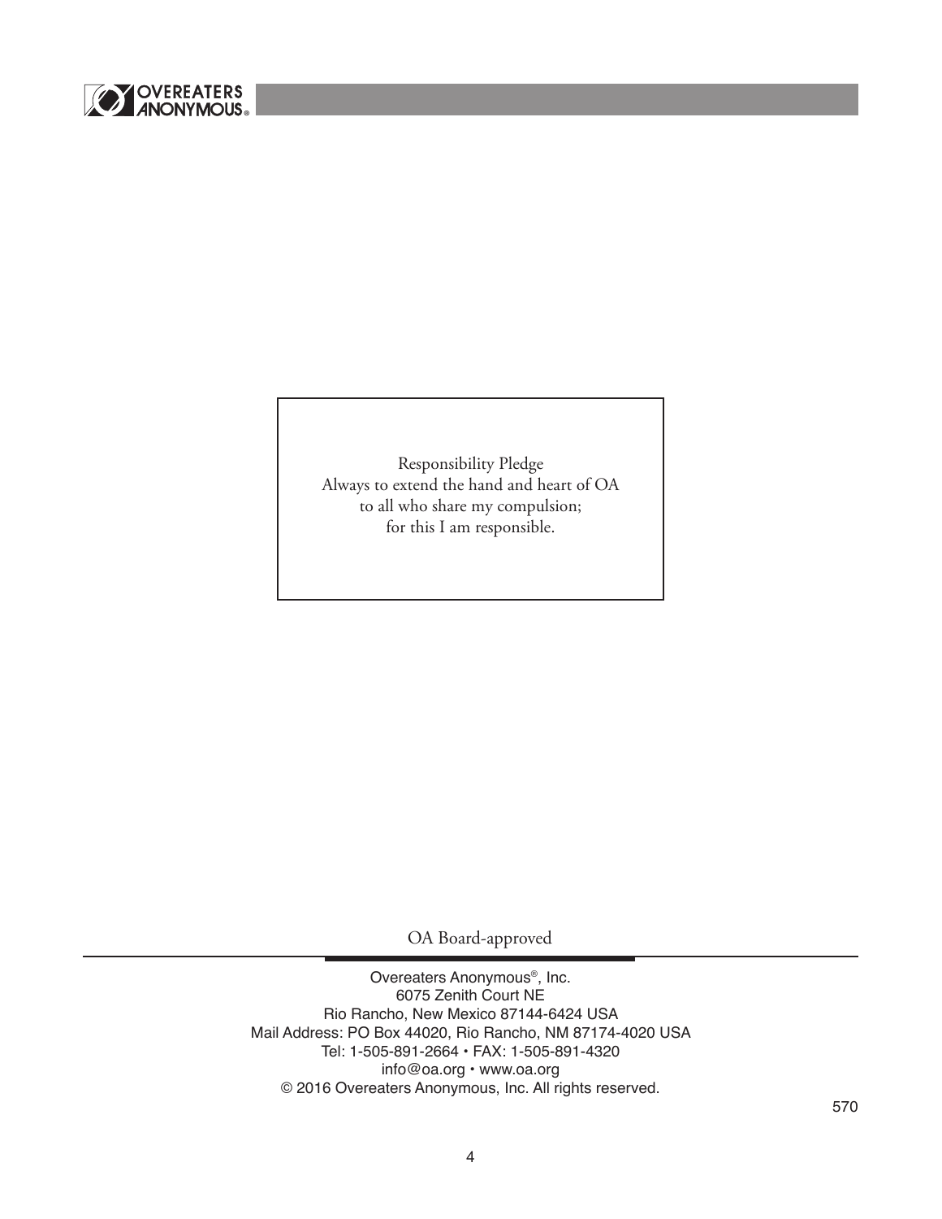Responsibility Pledge
Always to extend the hand and heart of OA
to all who share my compulsion;
for this I am responsible.

OA Board-approved

Overeaters Anonymous®, Inc.
6075 Zenith Court NE
Rio Rancho, New Mexico 87144-6424 USA
Mail Address: PO Box 44020, Rio Rancho, NM 87174-4020 USA
Tel: 1-505-891-2664 • FAX: 1-505-891-4320
info@oa.org • www.oa.org
© 2016 Overeaters Anonymous, Inc. All rights reserved.

570